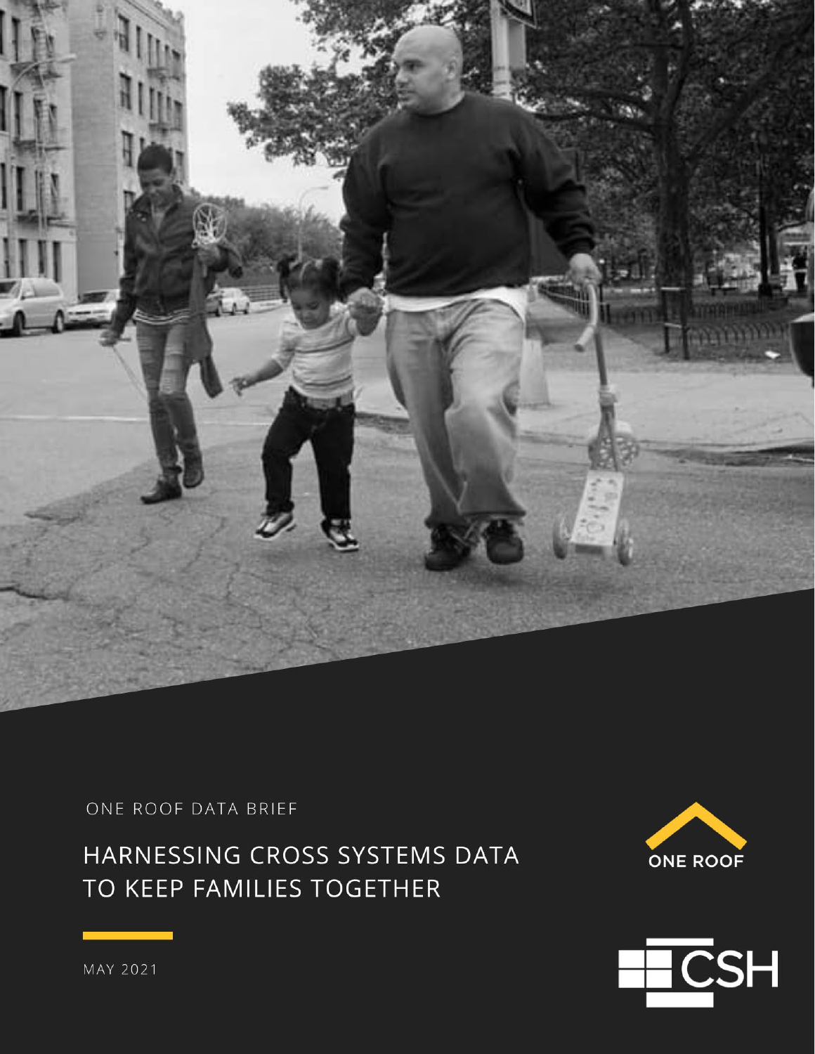ONE ROOF DATA BRIEF

# HARNESSING CROSS SYSTEMS DATA TO KEEP FAMILIES TOGETHER

MAY 2021

ONE ROOF

CSH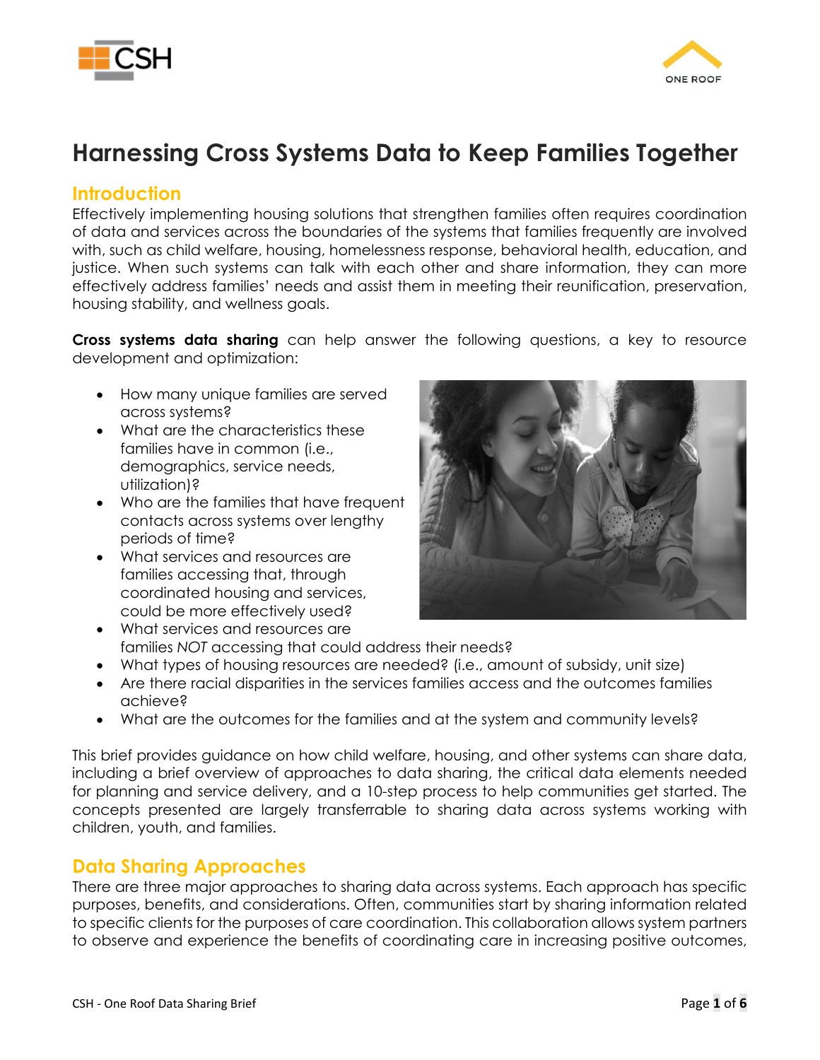# Harnessing Cross Systems Data to Keep Families Together

## Introduction

Effectively implementing housing solutions that strengthen families often requires coordination of data and services across the boundaries of the systems that families frequently are involved with, such as child welfare, housing, homelessness response, behavioral health, education, and justice. When such systems can talk with each other and share information, they can more effectively address families' needs and assist them in meeting their reunification, preservation, housing stability, and wellness goals.

**Cross systems data sharing** can help answer the following questions, a key to resource development and optimization:

- How many unique families are served across systems?
- What are the characteristics these families have in common (i.e., demographics, service needs, utilization)?
- Who are the families that have frequent contacts across systems over lengthy periods of time?
- What services and resources are families accessing that, through coordinated housing and services, could be more effectively used?
- What services and resources are families *NOT* accessing that could address their needs?
- What types of housing resources are needed? (i.e., amount of subsidy, unit size)
- Are there racial disparities in the services families access and the outcomes families achieve?
- What are the outcomes for the families and at the system and community levels?

This brief provides guidance on how child welfare, housing, and other systems can share data, including a brief overview of approaches to data sharing, the critical data elements needed for planning and service delivery, and a 10-step process to help communities get started. The concepts presented are largely transferrable to sharing data across systems working with children, youth, and families.

## Data Sharing Approaches

There are three major approaches to sharing data across systems. Each approach has specific purposes, benefits, and considerations. Often, communities start by sharing information related to specific clients for the purposes of care coordination. This collaboration allows system partners to observe and experience the benefits of coordinating care in increasing positive outcomes,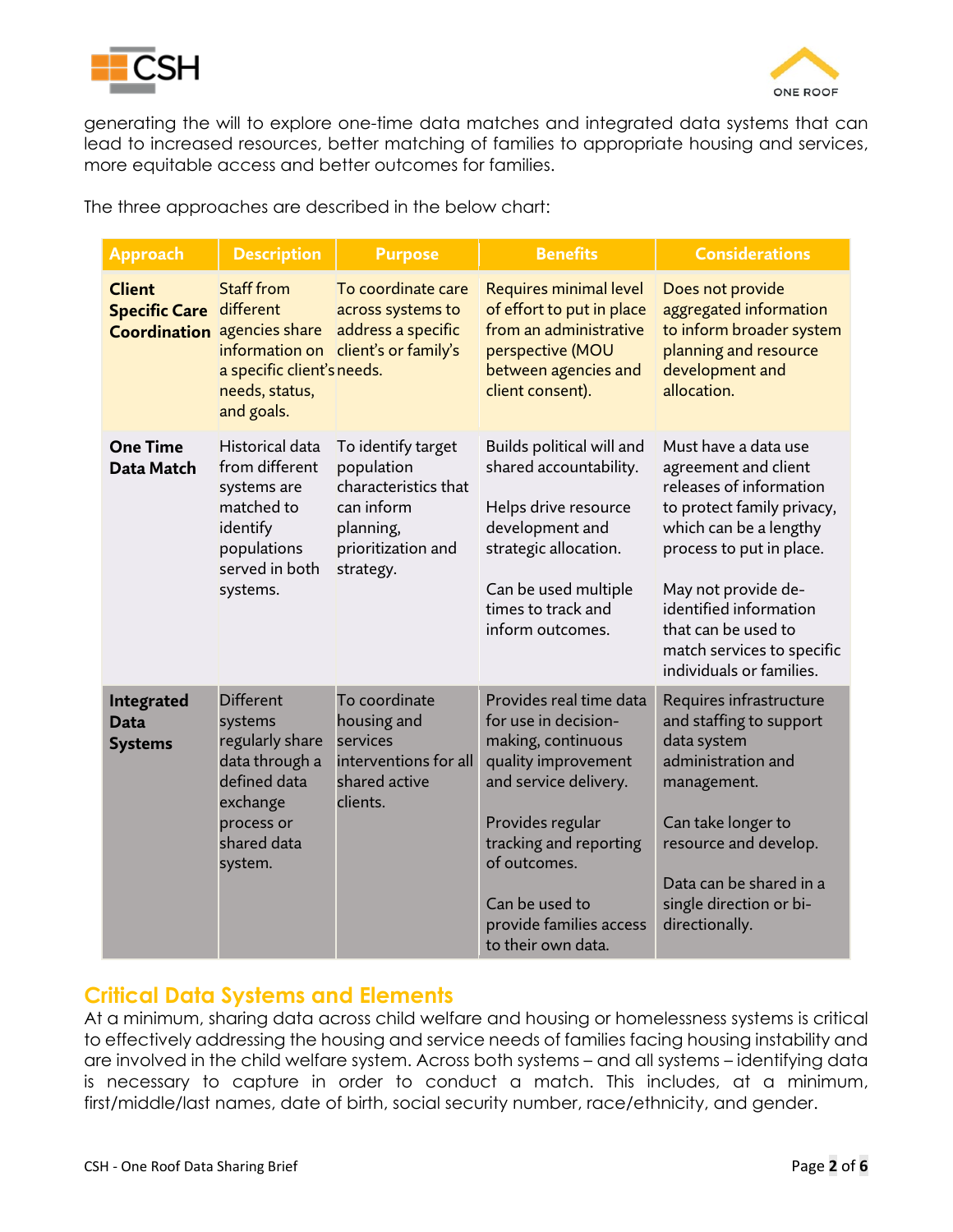generating the will to explore one-time data matches and integrated data systems that can lead to increased resources, better matching of families to appropriate housing and services, more equitable access and better outcomes for families.

The three approaches are described in the below chart:

| Approach | Description | Purpose | Benefits | Considerations |
|---|---|---|---|---|
| **Client Specific Care Coordination** | Staff from different agencies share information on a specific client's needs, status, and goals. | To coordinate care across systems to address a specific client's or family's needs. | Requires minimal level of effort to put in place from an administrative perspective (MOU between agencies and client consent). | Does not provide aggregated information to inform broader system planning and resource development and allocation. |
| **One Time Data Match** | Historical data from different systems are matched to identify populations served in both systems. | To identify target population characteristics that can inform planning, prioritization and strategy. | Builds political will and shared accountability.<br><br>Helps drive resource development and strategic allocation.<br><br>Can be used multiple times to track and inform outcomes. | Must have a data use agreement and client releases of information to protect family privacy, which can be a lengthy process to put in place.<br><br>May not provide de-identified information that can be used to match services to specific individuals or families. |
| **Integrated Data Systems** | Different systems regularly share data through a defined data exchange process or shared data system. | To coordinate housing and services interventions for all shared active clients. | Provides real time data for use in decision-making, continuous quality improvement and service delivery.<br><br>Provides regular tracking and reporting of outcomes.<br><br>Can be used to provide families access to their own data. | Requires infrastructure and staffing to support data system administration and management.<br><br>Can take longer to resource and develop.<br><br>Data can be shared in a single direction or bi-directionally. |

## Critical Data Systems and Elements

At a minimum, sharing data across child welfare and housing or homelessness systems is critical to effectively addressing the housing and service needs of families facing housing instability and are involved in the child welfare system. Across both systems – and all systems – identifying data is necessary to capture in order to conduct a match. This includes, at a minimum, first/middle/last names, date of birth, social security number, race/ethnicity, and gender.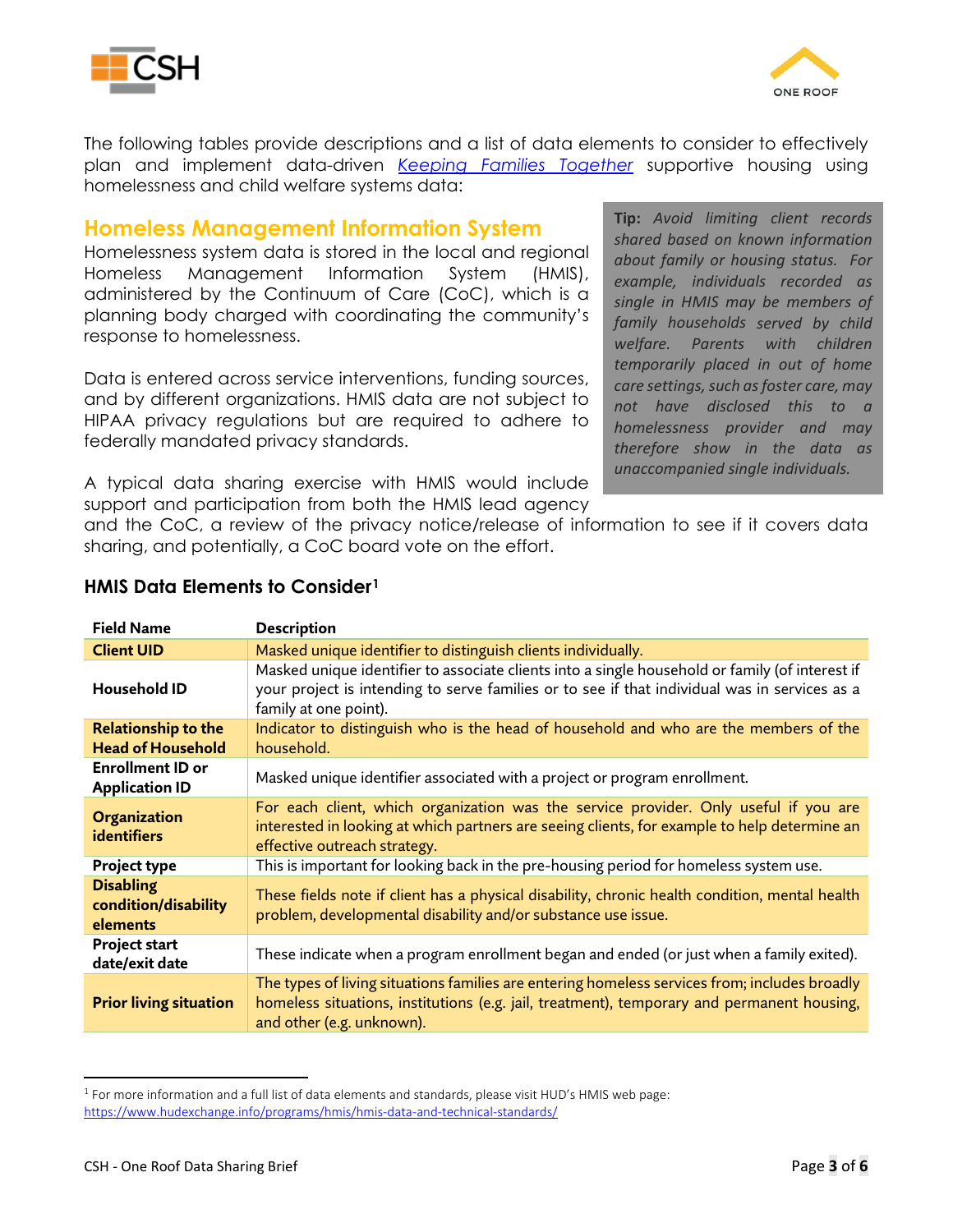The following tables provide descriptions and a list of data elements to consider to effectively plan and implement data-driven *Keeping Families Together* supportive housing using homelessness and child welfare systems data:

## Homeless Management Information System

Homelessness system data is stored in the local and regional Homeless Management Information System (HMIS), administered by the Continuum of Care (CoC), which is a planning body charged with coordinating the community's response to homelessness.

Data is entered across service interventions, funding sources, and by different organizations. HMIS data are not subject to HIPAA privacy regulations but are required to adhere to federally mandated privacy standards.

A typical data sharing exercise with HMIS would include support and participation from both the HMIS lead agency and the CoC, a review of the privacy notice/release of information to see if it covers data sharing, and potentially, a CoC board vote on the effort.

> **Tip:** *Avoid limiting client records shared based on known information about family or housing status. For example, individuals recorded as single in HMIS may be members of family households served by child welfare. Parents with children temporarily placed in out of home care settings, such as foster care, may not have disclosed this to a homelessness provider and may therefore show in the data as unaccompanied single individuals.*

### HMIS Data Elements to Consider[1]

| Field Name | Description |
|---|---|
| **Client UID** | Masked unique identifier to distinguish clients individually. |
| **Household ID** | Masked unique identifier to associate clients into a single household or family (of interest if your project is intending to serve families or to see if that individual was in services as a family at one point). |
| **Relationship to the Head of Household** | Indicator to distinguish who is the head of household and who are the members of the household. |
| **Enrollment ID or Application ID** | Masked unique identifier associated with a project or program enrollment. |
| **Organization identifiers** | For each client, which organization was the service provider. Only useful if you are interested in looking at which partners are seeing clients, for example to help determine an effective outreach strategy. |
| **Project type** | This is important for looking back in the pre-housing period for homeless system use. |
| **Disabling condition/disability elements** | These fields note if client has a physical disability, chronic health condition, mental health problem, developmental disability and/or substance use issue. |
| **Project start date/exit date** | These indicate when a program enrollment began and ended (or just when a family exited). |
| **Prior living situation** | The types of living situations families are entering homeless services from; includes broadly homeless situations, institutions (e.g. jail, treatment), temporary and permanent housing, and other (e.g. unknown). |

[1] For more information and a full list of data elements and standards, please visit HUD's HMIS web page: https://www.hudexchange.info/programs/hmis/hmis-data-and-technical-standards/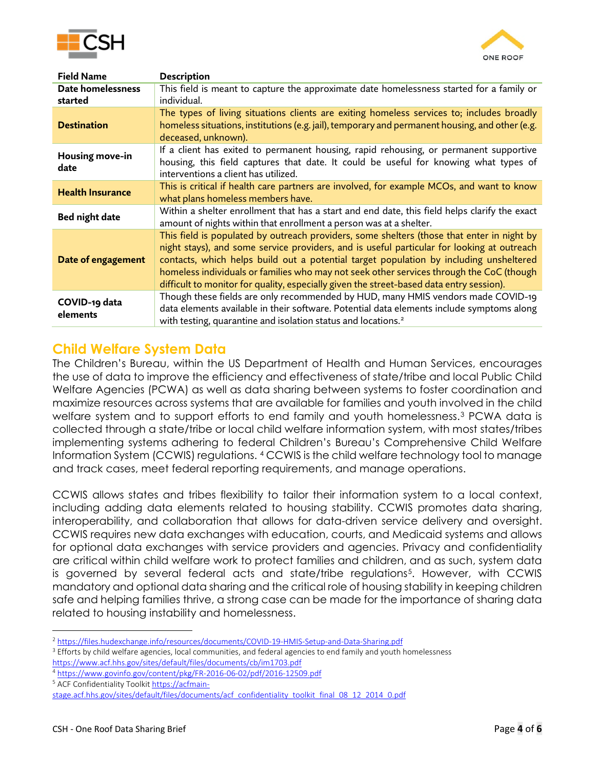| Field Name | Description |
| --- | --- |
| **Date homelessness started** | This field is meant to capture the approximate date homelessness started for a family or individual. |
| **Destination** | The types of living situations clients are exiting homeless services to; includes broadly homeless situations, institutions (e.g. jail), temporary and permanent housing, and other (e.g. deceased, unknown). |
| **Housing move-in date** | If a client has exited to permanent housing, rapid rehousing, or permanent supportive housing, this field captures that date. It could be useful for knowing what types of interventions a client has utilized. |
| **Health Insurance** | This is critical if health care partners are involved, for example MCOs, and want to know what plans homeless members have. |
| **Bed night date** | Within a shelter enrollment that has a start and end date, this field helps clarify the exact amount of nights within that enrollment a person was at a shelter. |
| **Date of engagement** | This field is populated by outreach providers, some shelters (those that enter in night by night stays), and some service providers, and is useful particular for looking at outreach contacts, which helps build out a potential target population by including unsheltered homeless individuals or families who may not seek other services through the CoC (though difficult to monitor for quality, especially given the street-based data entry session). |
| **COVID-19 data elements** | Though these fields are only recommended by HUD, many HMIS vendors made COVID-19 data elements available in their software. Potential data elements include symptoms along with testing, quarantine and isolation status and locations.[2] |

## Child Welfare System Data

The Children's Bureau, within the US Department of Health and Human Services, encourages the use of data to improve the efficiency and effectiveness of state/tribe and local Public Child Welfare Agencies (PCWA) as well as data sharing between systems to foster coordination and maximize resources across systems that are available for families and youth involved in the child welfare system and to support efforts to end family and youth homelessness.[3] PCWA data is collected through a state/tribe or local child welfare information system, with most states/tribes implementing systems adhering to federal Children's Bureau's Comprehensive Child Welfare Information System (CCWIS) regulations. [4] CCWIS is the child welfare technology tool to manage and track cases, meet federal reporting requirements, and manage operations.

CCWIS allows states and tribes flexibility to tailor their information system to a local context, including adding data elements related to housing stability. CCWIS promotes data sharing, interoperability, and collaboration that allows for data-driven service delivery and oversight. CCWIS requires new data exchanges with education, courts, and Medicaid systems and allows for optional data exchanges with service providers and agencies. Privacy and confidentiality are critical within child welfare work to protect families and children, and as such, system data is governed by several federal acts and state/tribe regulations[5]. However, with CCWIS mandatory and optional data sharing and the critical role of housing stability in keeping children safe and helping families thrive, a strong case can be made for the importance of sharing data related to housing instability and homelessness.

---

[2] https://files.hudexchange.info/resources/documents/COVID-19-HMIS-Setup-and-Data-Sharing.pdf

[3] Efforts by child welfare agencies, local communities, and federal agencies to end family and youth homelessness https://www.acf.hhs.gov/sites/default/files/documents/cb/im1703.pdf

[4] https://www.govinfo.gov/content/pkg/FR-2016-06-02/pdf/2016-12509.pdf

[5] ACF Confidentiality Toolkit https://acfmain-stage.acf.hhs.gov/sites/default/files/documents/acf_confidentiality_toolkit_final_08_12_2014_0.pdf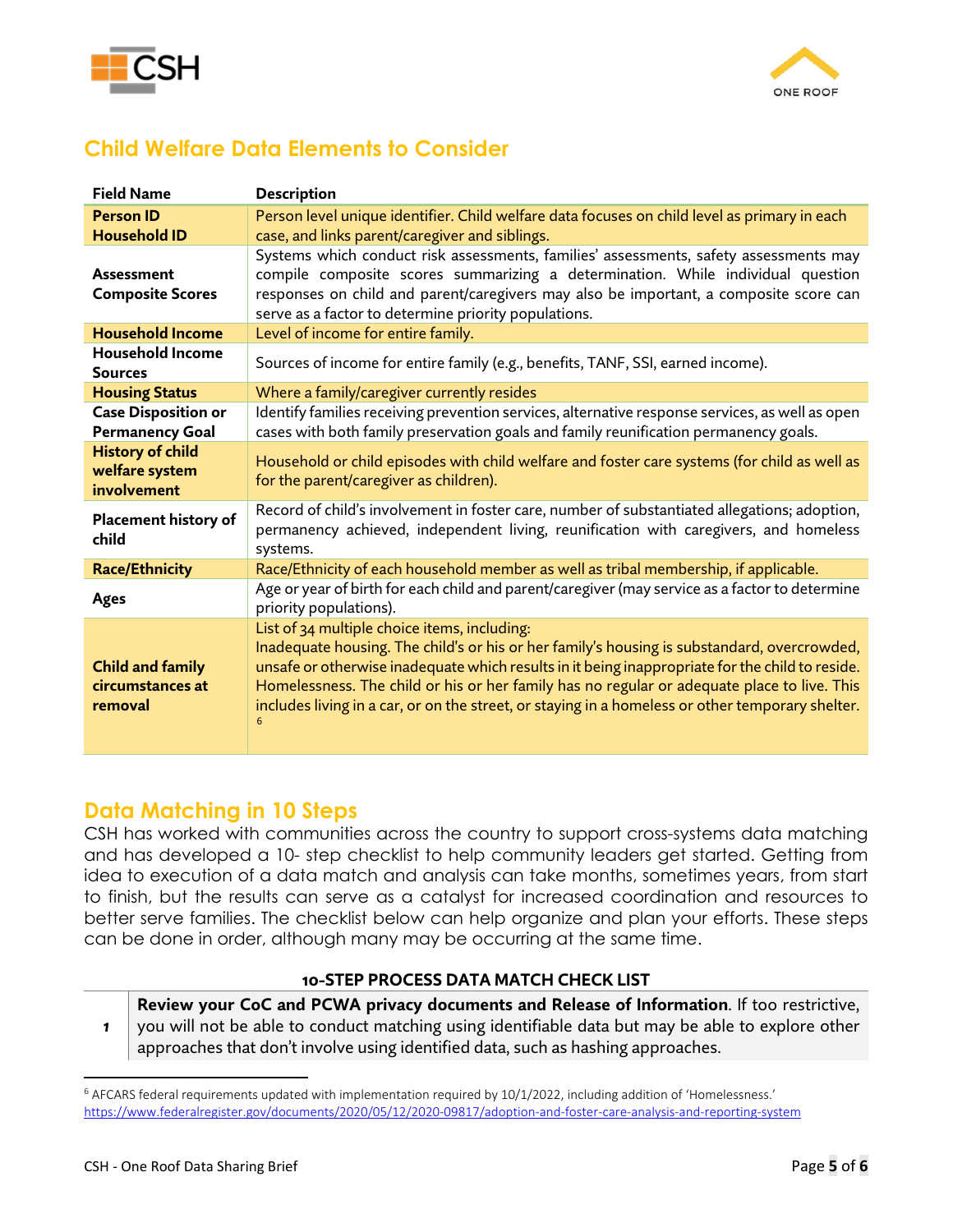## Child Welfare Data Elements to Consider

| Field Name | Description |
|---|---|
| **Person ID** **Household ID** | Person level unique identifier. Child welfare data focuses on child level as primary in each case, and links parent/caregiver and siblings. |
| **Assessment Composite Scores** | Systems which conduct risk assessments, families' assessments, safety assessments may compile composite scores summarizing a determination. While individual question responses on child and parent/caregivers may also be important, a composite score can serve as a factor to determine priority populations. |
| **Household Income** | Level of income for entire family. |
| **Household Income Sources** | Sources of income for entire family (e.g., benefits, TANF, SSI, earned income). |
| **Housing Status** | Where a family/caregiver currently resides |
| **Case Disposition or Permanency Goal** | Identify families receiving prevention services, alternative response services, as well as open cases with both family preservation goals and family reunification permanency goals. |
| **History of child welfare system involvement** | Household or child episodes with child welfare and foster care systems (for child as well as for the parent/caregiver as children). |
| **Placement history of child** | Record of child's involvement in foster care, number of substantiated allegations; adoption, permanency achieved, independent living, reunification with caregivers, and homeless systems. |
| **Race/Ethnicity** | Race/Ethnicity of each household member as well as tribal membership, if applicable. |
| **Ages** | Age or year of birth for each child and parent/caregiver (may service as a factor to determine priority populations). |
| **Child and family circumstances at removal** | List of 34 multiple choice items, including: Inadequate housing. The child's or his or her family's housing is substandard, overcrowded, unsafe or otherwise inadequate which results in it being inappropriate for the child to reside. Homelessness. The child or his or her family has no regular or adequate place to live. This includes living in a car, or on the street, or staying in a homeless or other temporary shelter. [6] |

## Data Matching in 10 Steps

CSH has worked with communities across the country to support cross-systems data matching and has developed a 10- step checklist to help community leaders get started. Getting from idea to execution of a data match and analysis can take months, sometimes years, from start to finish, but the results can serve as a catalyst for increased coordination and resources to better serve families. The checklist below can help organize and plan your efforts. These steps can be done in order, although many may be occurring at the same time.

| 10-STEP PROCESS DATA MATCH CHECK LIST | |
|---|---|
| 1 | **Review your CoC and PCWA privacy documents and Release of Information**. If too restrictive, you will not be able to conduct matching using identifiable data but may be able to explore other approaches that don't involve using identified data, such as hashing approaches. |

[6] AFCARS federal requirements updated with implementation required by 10/1/2022, including addition of 'Homelessness.' https://www.federalregister.gov/documents/2020/05/12/2020-09817/adoption-and-foster-care-analysis-and-reporting-system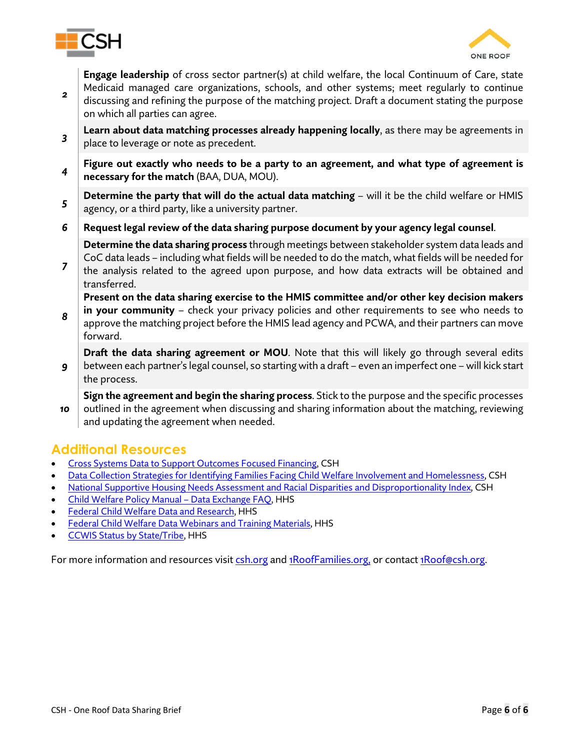| | |
|---|---|
| 2 | **Engage leadership** of cross sector partner(s) at child welfare, the local Continuum of Care, state Medicaid managed care organizations, schools, and other systems; meet regularly to continue discussing and refining the purpose of the matching project. Draft a document stating the purpose on which all parties can agree. |
| 3 | **Learn about data matching processes already happening locally**, as there may be agreements in place to leverage or note as precedent. |
| 4 | **Figure out exactly who needs to be a party to an agreement, and what type of agreement is necessary for the match** (BAA, DUA, MOU). |
| 5 | **Determine the party that will do the actual data matching** – will it be the child welfare or HMIS agency, or a third party, like a university partner. |
| 6 | **Request legal review of the data sharing purpose document by your agency legal counsel**. |
| 7 | **Determine the data sharing process** through meetings between stakeholder system data leads and CoC data leads – including what fields will be needed to do the match, what fields will be needed for the analysis related to the agreed upon purpose, and how data extracts will be obtained and transferred. |
| 8 | **Present on the data sharing exercise to the HMIS committee and/or other key decision makers in your community** – check your privacy policies and other requirements to see who needs to approve the matching project before the HMIS lead agency and PCWA, and their partners can move forward. |
| 9 | **Draft the data sharing agreement or MOU**. Note that this will likely go through several edits between each partner's legal counsel, so starting with a draft – even an imperfect one – will kick start the process. |
| 10 | **Sign the agreement and begin the sharing process**. Stick to the purpose and the specific processes outlined in the agreement when discussing and sharing information about the matching, reviewing and updating the agreement when needed. |

## Additional Resources

- Cross Systems Data to Support Outcomes Focused Financing, CSH
- Data Collection Strategies for Identifying Families Facing Child Welfare Involvement and Homelessness, CSH
- National Supportive Housing Needs Assessment and Racial Disparities and Disproportionality Index, CSH
- Child Welfare Policy Manual – Data Exchange FAQ, HHS
- Federal Child Welfare Data and Research, HHS
- Federal Child Welfare Data Webinars and Training Materials, HHS
- CCWIS Status by State/Tribe, HHS

For more information and resources visit csh.org and 1RoofFamilies.org, or contact 1Roof@csh.org.